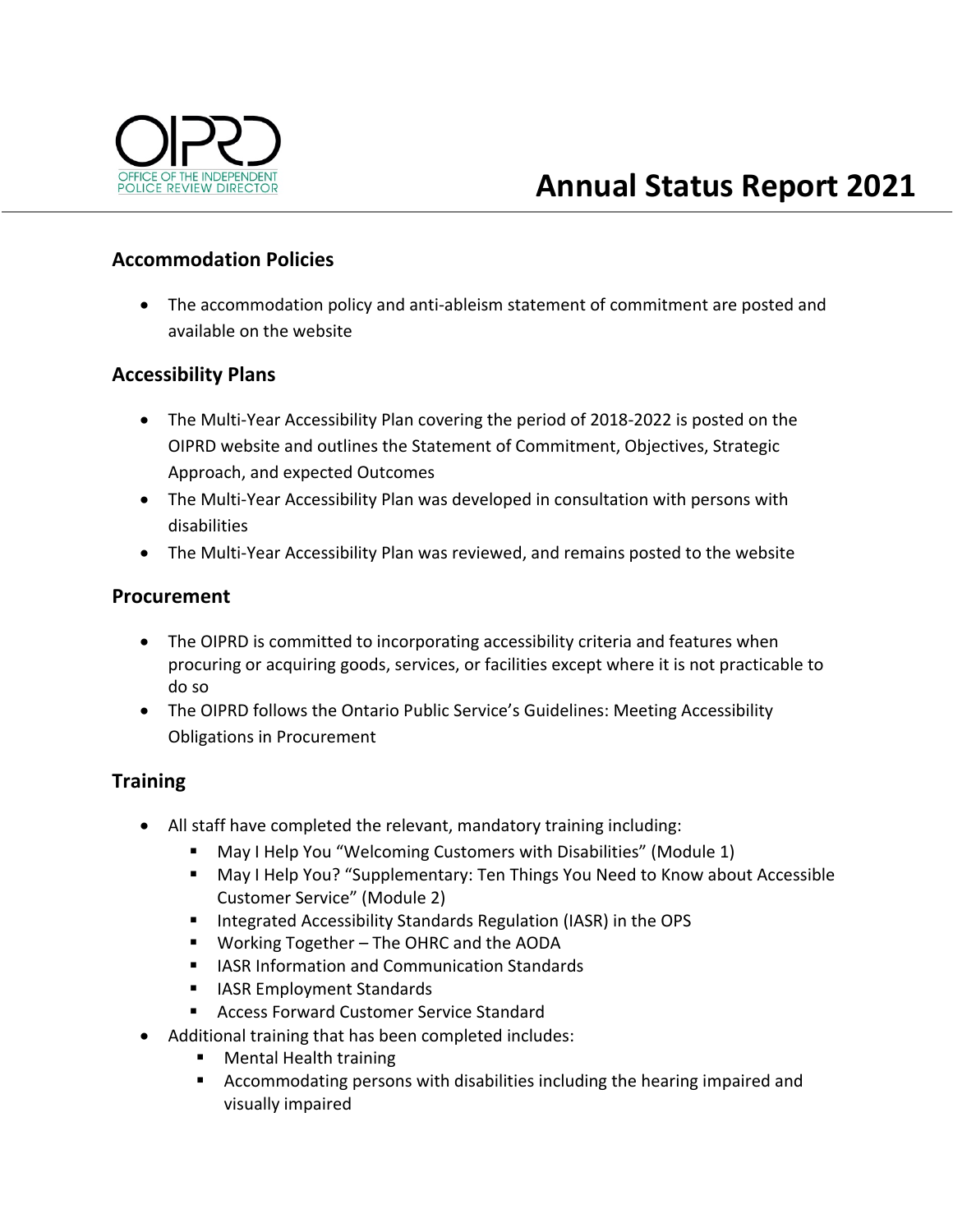OIPRD

OFFICE OF THE INDEPENDENT POLICE REVIEW DIRECTOR

# Annual Status Report 2021

## Accommodation Policies

- The accommodation policy and anti-ableism statement of commitment are posted and available on the website

## Accessibility Plans

- The Multi-Year Accessibility Plan covering the period of 2018-2022 is posted on the OIPRD website and outlines the Statement of Commitment, Objectives, Strategic Approach, and expected Outcomes
- The Multi-Year Accessibility Plan was developed in consultation with persons with disabilities
- The Multi-Year Accessibility Plan was reviewed, and remains posted to the website

## Procurement

- The OIPRD is committed to incorporating accessibility criteria and features when procuring or acquiring goods, services, or facilities except where it is not practicable to do so
- The OIPRD follows the Ontario Public Service's Guidelines: Meeting Accessibility Obligations in Procurement

## Training

- All staff have completed the relevant, mandatory training including:
  - May I Help You "Welcoming Customers with Disabilities" (Module 1)
  - May I Help You? "Supplementary: Ten Things You Need to Know about Accessible Customer Service" (Module 2)
  - Integrated Accessibility Standards Regulation (IASR) in the OPS
  - Working Together – The OHRC and the AODA
  - IASR Information and Communication Standards
  - IASR Employment Standards
  - Access Forward Customer Service Standard
- Additional training that has been completed includes:
  - Mental Health training
  - Accommodating persons with disabilities including the hearing impaired and visually impaired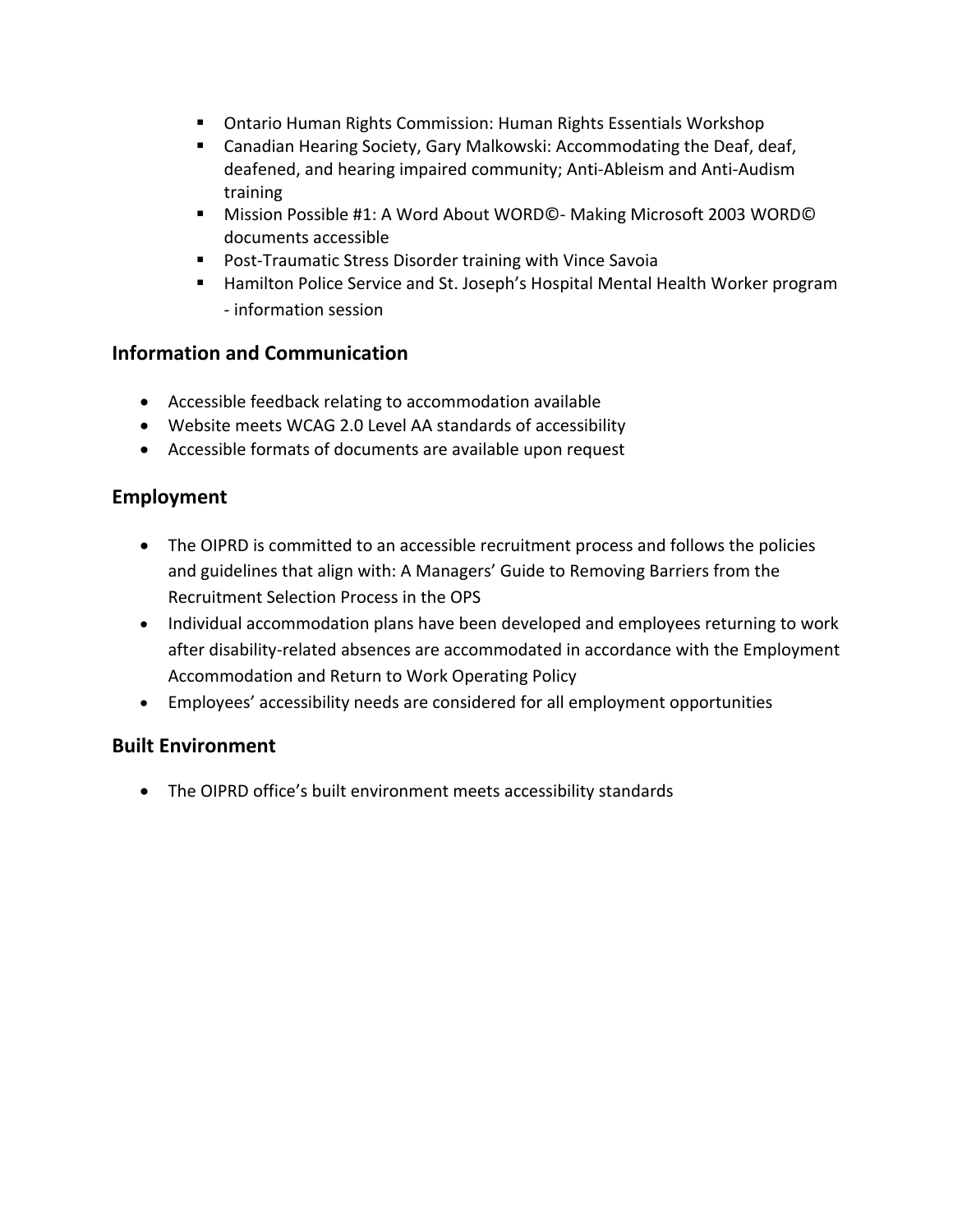- Ontario Human Rights Commission: Human Rights Essentials Workshop
- Canadian Hearing Society, Gary Malkowski: Accommodating the Deaf, deaf, deafened, and hearing impaired community; Anti-Ableism and Anti-Audism training
- Mission Possible #1: A Word About WORD©- Making Microsoft 2003 WORD© documents accessible
- Post-Traumatic Stress Disorder training with Vince Savoia
- Hamilton Police Service and St. Joseph's Hospital Mental Health Worker program - information session

## Information and Communication

- Accessible feedback relating to accommodation available
- Website meets WCAG 2.0 Level AA standards of accessibility
- Accessible formats of documents are available upon request

## Employment

- The OIPRD is committed to an accessible recruitment process and follows the policies and guidelines that align with: A Managers' Guide to Removing Barriers from the Recruitment Selection Process in the OPS
- Individual accommodation plans have been developed and employees returning to work after disability-related absences are accommodated in accordance with the Employment Accommodation and Return to Work Operating Policy
- Employees' accessibility needs are considered for all employment opportunities

## Built Environment

- The OIPRD office's built environment meets accessibility standards